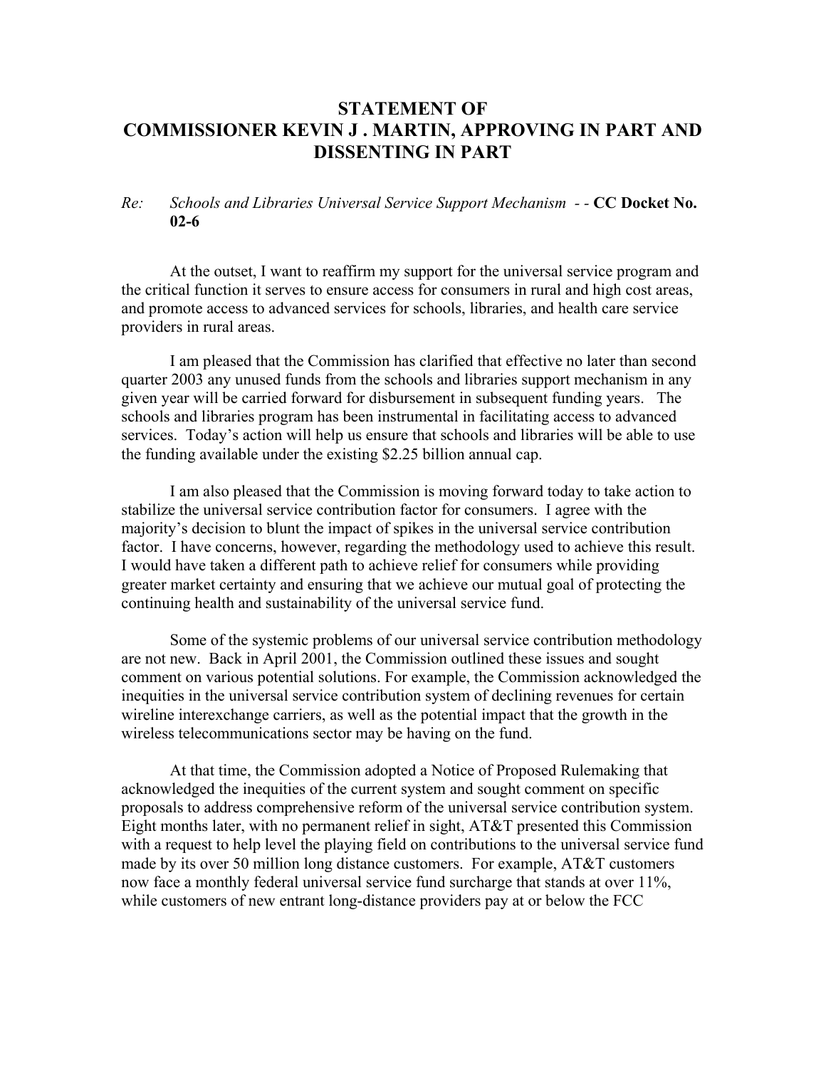# STATEMENT OF COMMISSIONER KEVIN J . MARTIN, APPROVING IN PART AND DISSENTING IN PART

*Re: Schools and Libraries Universal Service Support Mechanism* - - **CC Docket No. 02-6**

At the outset, I want to reaffirm my support for the universal service program and the critical function it serves to ensure access for consumers in rural and high cost areas, and promote access to advanced services for schools, libraries, and health care service providers in rural areas.

I am pleased that the Commission has clarified that effective no later than second quarter 2003 any unused funds from the schools and libraries support mechanism in any given year will be carried forward for disbursement in subsequent funding years. The schools and libraries program has been instrumental in facilitating access to advanced services. Today's action will help us ensure that schools and libraries will be able to use the funding available under the existing $2.25 billion annual cap.

I am also pleased that the Commission is moving forward today to take action to stabilize the universal service contribution factor for consumers. I agree with the majority's decision to blunt the impact of spikes in the universal service contribution factor. I have concerns, however, regarding the methodology used to achieve this result. I would have taken a different path to achieve relief for consumers while providing greater market certainty and ensuring that we achieve our mutual goal of protecting the continuing health and sustainability of the universal service fund.

Some of the systemic problems of our universal service contribution methodology are not new. Back in April 2001, the Commission outlined these issues and sought comment on various potential solutions. For example, the Commission acknowledged the inequities in the universal service contribution system of declining revenues for certain wireline interexchange carriers, as well as the potential impact that the growth in the wireless telecommunications sector may be having on the fund.

At that time, the Commission adopted a Notice of Proposed Rulemaking that acknowledged the inequities of the current system and sought comment on specific proposals to address comprehensive reform of the universal service contribution system. Eight months later, with no permanent relief in sight, AT&T presented this Commission with a request to help level the playing field on contributions to the universal service fund made by its over 50 million long distance customers. For example, AT&T customers now face a monthly federal universal service fund surcharge that stands at over 11%, while customers of new entrant long-distance providers pay at or below the FCC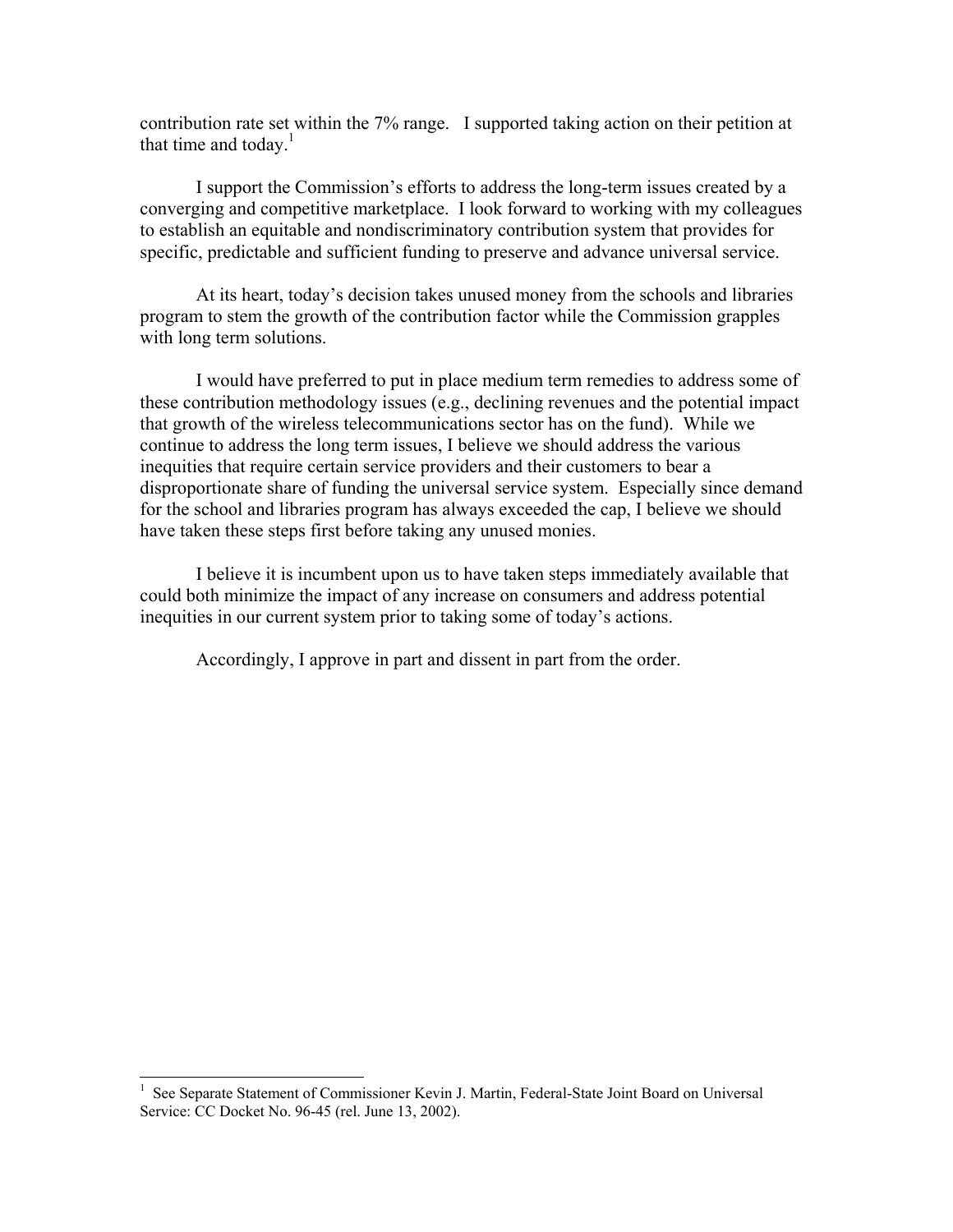contribution rate set within the 7% range. I supported taking action on their petition at that time and today.[1]

I support the Commission's efforts to address the long-term issues created by a converging and competitive marketplace. I look forward to working with my colleagues to establish an equitable and nondiscriminatory contribution system that provides for specific, predictable and sufficient funding to preserve and advance universal service.

At its heart, today's decision takes unused money from the schools and libraries program to stem the growth of the contribution factor while the Commission grapples with long term solutions.

I would have preferred to put in place medium term remedies to address some of these contribution methodology issues (e.g., declining revenues and the potential impact that growth of the wireless telecommunications sector has on the fund). While we continue to address the long term issues, I believe we should address the various inequities that require certain service providers and their customers to bear a disproportionate share of funding the universal service system. Especially since demand for the school and libraries program has always exceeded the cap, I believe we should have taken these steps first before taking any unused monies.

I believe it is incumbent upon us to have taken steps immediately available that could both minimize the impact of any increase on consumers and address potential inequities in our current system prior to taking some of today's actions.

Accordingly, I approve in part and dissent in part from the order.

---

[1] See Separate Statement of Commissioner Kevin J. Martin, Federal-State Joint Board on Universal Service: CC Docket No. 96-45 (rel. June 13, 2002).